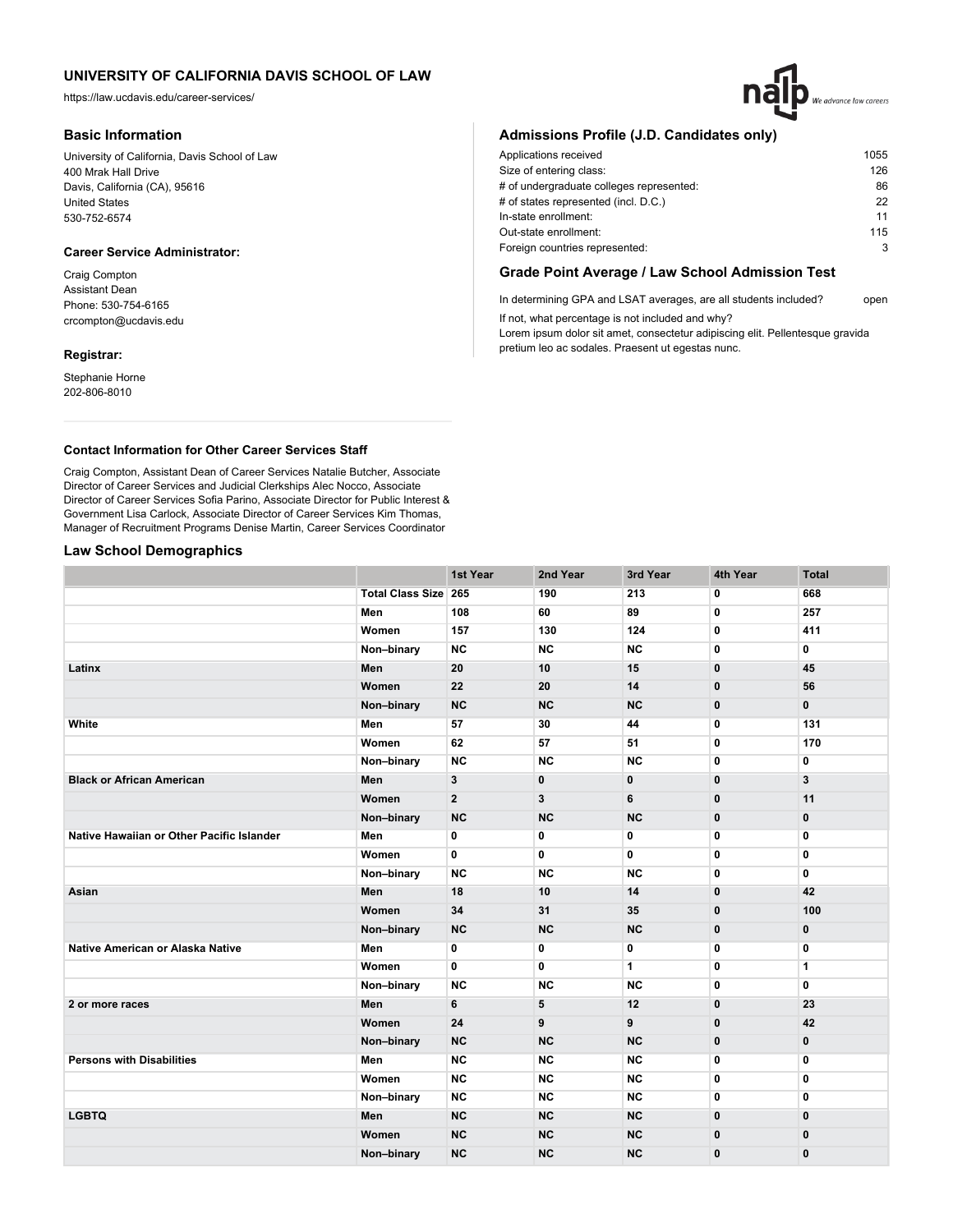# UNIVERSITY OF CALIFORNIA DAVIS SCHOOL OF LAW

https://law.ucdavis.edu/career-services/

## Basic Information

University of California, Davis School of Law
400 Mrak Hall Drive
Davis, California (CA), 95616
United States
530-752-6574

### Career Service Administrator:

Craig Compton
Assistant Dean
Phone: 530-754-6165
crcompton@ucdavis.edu

### Registrar:

Stephanie Horne
202-806-8010

## Admissions Profile (J.D. Candidates only)

| | |
|---|---|
| Applications received | 1055 |
| Size of entering class: | 126 |
| # of undergraduate colleges represented: | 86 |
| # of states represented (incl. D.C.) | 22 |
| In-state enrollment: | 11 |
| Out-state enrollment: | 115 |
| Foreign countries represented: | 3 |

## Grade Point Average / Law School Admission Test

In determining GPA and LSAT averages, are all students included? open

If not, what percentage is not included and why?
Lorem ipsum dolor sit amet, consectetur adipiscing elit. Pellentesque gravida pretium leo ac sodales. Praesent ut egestas nunc.

### Contact Information for Other Career Services Staff

Craig Compton, Assistant Dean of Career Services Natalie Butcher, Associate Director of Career Services and Judicial Clerkships Alec Nocco, Associate Director of Career Services Sofia Parino, Associate Director for Public Interest & Government Lisa Carlock, Associate Director of Career Services Kim Thomas, Manager of Recruitment Programs Denise Martin, Career Services Coordinator

## Law School Demographics

| | | 1st Year | 2nd Year | 3rd Year | 4th Year | Total |
|---|---|---|---|---|---|---|
| | **Total Class Size** | **265** | **190** | **213** | **0** | **668** |
| | **Men** | **108** | **60** | **89** | **0** | **257** |
| | **Women** | **157** | **130** | **124** | **0** | **411** |
| | **Non–binary** | **NC** | **NC** | **NC** | **0** | **0** |
| **Latinx** | **Men** | **20** | **10** | **15** | **0** | **45** |
| | **Women** | **22** | **20** | **14** | **0** | **56** |
| | **Non–binary** | **NC** | **NC** | **NC** | **0** | **0** |
| **White** | **Men** | **57** | **30** | **44** | **0** | **131** |
| | **Women** | **62** | **57** | **51** | **0** | **170** |
| | **Non–binary** | **NC** | **NC** | **NC** | **0** | **0** |
| **Black or African American** | **Men** | **3** | **0** | **0** | **0** | **3** |
| | **Women** | **2** | **3** | **6** | **0** | **11** |
| | **Non–binary** | **NC** | **NC** | **NC** | **0** | **0** |
| **Native Hawaiian or Other Pacific Islander** | **Men** | **0** | **0** | **0** | **0** | **0** |
| | **Women** | **0** | **0** | **0** | **0** | **0** |
| | **Non–binary** | **NC** | **NC** | **NC** | **0** | **0** |
| **Asian** | **Men** | **18** | **10** | **14** | **0** | **42** |
| | **Women** | **34** | **31** | **35** | **0** | **100** |
| | **Non–binary** | **NC** | **NC** | **NC** | **0** | **0** |
| **Native American or Alaska Native** | **Men** | **0** | **0** | **0** | **0** | **0** |
| | **Women** | **0** | **0** | **1** | **0** | **1** |
| | **Non–binary** | **NC** | **NC** | **NC** | **0** | **0** |
| **2 or more races** | **Men** | **6** | **5** | **12** | **0** | **23** |
| | **Women** | **24** | **9** | **9** | **0** | **42** |
| | **Non–binary** | **NC** | **NC** | **NC** | **0** | **0** |
| **Persons with Disabilities** | **Men** | **NC** | **NC** | **NC** | **0** | **0** |
| | **Women** | **NC** | **NC** | **NC** | **0** | **0** |
| | **Non–binary** | **NC** | **NC** | **NC** | **0** | **0** |
| **LGBTQ** | **Men** | **NC** | **NC** | **NC** | **0** | **0** |
| | **Women** | **NC** | **NC** | **NC** | **0** | **0** |
| | **Non–binary** | **NC** | **NC** | **NC** | **0** | **0** |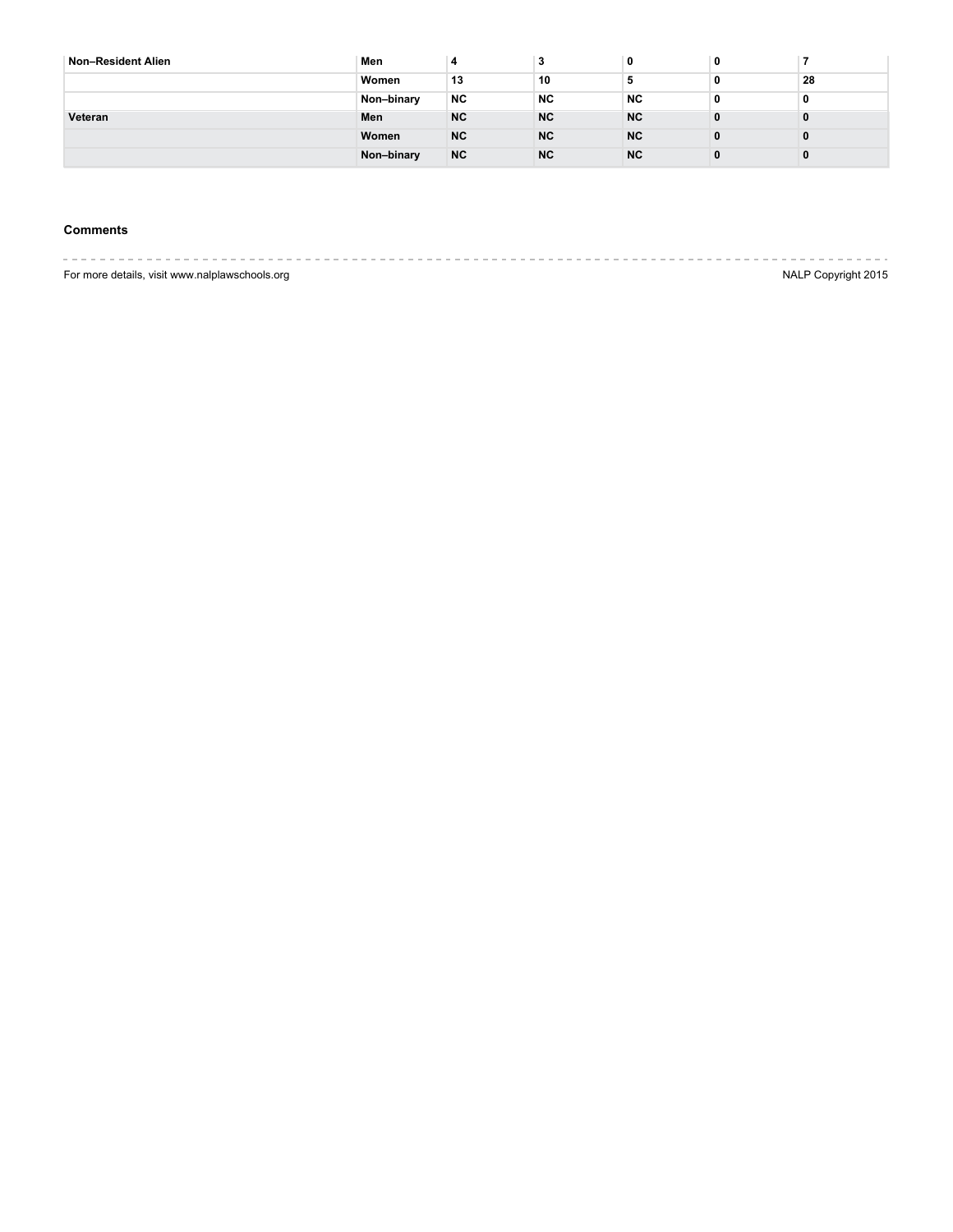| | | | | | | |
|---|---|---|---|---|---|---|
| **Non–Resident Alien** | **Men** | **4** | **3** | **0** | **0** | **7** |
| | **Women** | **13** | **10** | **5** | **0** | **28** |
| | **Non–binary** | **NC** | **NC** | **NC** | **0** | **0** |
| **Veteran** | **Men** | **NC** | **NC** | **NC** | **0** | **0** |
| | **Women** | **NC** | **NC** | **NC** | **0** | **0** |
| | **Non–binary** | **NC** | **NC** | **NC** | **0** | **0** |

**Comments**

For more details, visit www.nalplawschools.org

NALP Copyright 2015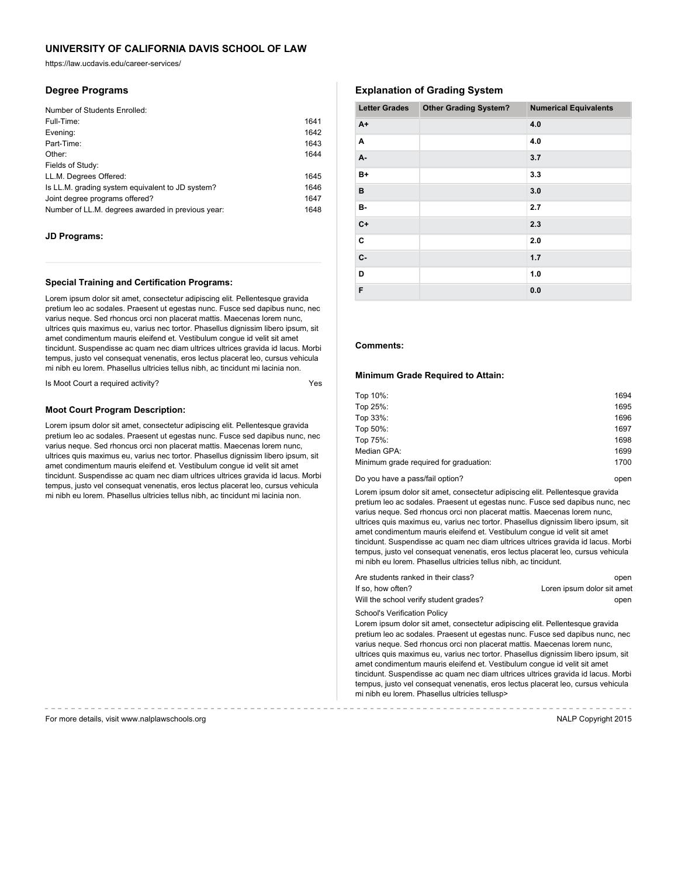# UNIVERSITY OF CALIFORNIA DAVIS SCHOOL OF LAW

https://law.ucdavis.edu/career-services/

## Degree Programs

Number of Students Enrolled:

| | |
|---|---|
| Full-Time: | 1641 |
| Evening: | 1642 |
| Part-Time: | 1643 |
| Other: | 1644 |
| Fields of Study: | |
| LL.M. Degrees Offered: | 1645 |
| Is LL.M. grading system equivalent to JD system? | 1646 |
| Joint degree programs offered? | 1647 |
| Number of LL.M. degrees awarded in previous year: | 1648 |

### JD Programs:

### Special Training and Certification Programs:

Lorem ipsum dolor sit amet, consectetur adipiscing elit. Pellentesque gravida pretium leo ac sodales. Praesent ut egestas nunc. Fusce sed dapibus nunc, nec varius neque. Sed rhoncus orci non placerat mattis. Maecenas lorem nunc, ultrices quis maximus eu, varius nec tortor. Phasellus dignissim libero ipsum, sit amet condimentum mauris eleifend et. Vestibulum congue id velit sit amet tincidunt. Suspendisse ac quam nec diam ultrices ultrices gravida id lacus. Morbi tempus, justo vel consequat venenatis, eros lectus placerat leo, cursus vehicula mi nibh eu lorem. Phasellus ultricies tellus nibh, ac tincidunt mi lacinia non.

Is Moot Court a required activity? Yes

### Moot Court Program Description:

Lorem ipsum dolor sit amet, consectetur adipiscing elit. Pellentesque gravida pretium leo ac sodales. Praesent ut egestas nunc. Fusce sed dapibus nunc, nec varius neque. Sed rhoncus orci non placerat mattis. Maecenas lorem nunc, ultrices quis maximus eu, varius nec tortor. Phasellus dignissim libero ipsum, sit amet condimentum mauris eleifend et. Vestibulum congue id velit sit amet tincidunt. Suspendisse ac quam nec diam ultrices ultrices gravida id lacus. Morbi tempus, justo vel consequat venenatis, eros lectus placerat leo, cursus vehicula mi nibh eu lorem. Phasellus ultricies tellus nibh, ac tincidunt mi lacinia non.

## Explanation of Grading System

| Letter Grades | Other Grading System? | Numerical Equivalents |
|---|---|---|
| A+ | | 4.0 |
| A | | 4.0 |
| A- | | 3.7 |
| B+ | | 3.3 |
| B | | 3.0 |
| B- | | 2.7 |
| C+ | | 2.3 |
| C | | 2.0 |
| C- | | 1.7 |
| D | | 1.0 |
| F | | 0.0 |

### Comments:

### Minimum Grade Required to Attain:

| | |
|---|---|
| Top 10%: | 1694 |
| Top 25%: | 1695 |
| Top 33%: | 1696 |
| Top 50%: | 1697 |
| Top 75%: | 1698 |
| Median GPA: | 1699 |
| Minimum grade required for graduation: | 1700 |

Do you have a pass/fail option? open

Lorem ipsum dolor sit amet, consectetur adipiscing elit. Pellentesque gravida pretium leo ac sodales. Praesent ut egestas nunc. Fusce sed dapibus nunc, nec varius neque. Sed rhoncus orci non placerat mattis. Maecenas lorem nunc, ultrices quis maximus eu, varius nec tortor. Phasellus dignissim libero ipsum, sit amet condimentum mauris eleifend et. Vestibulum congue id velit sit amet tincidunt. Suspendisse ac quam nec diam ultrices ultrices gravida id lacus. Morbi tempus, justo vel consequat venenatis, eros lectus placerat leo, cursus vehicula mi nibh eu lorem. Phasellus ultricies tellus nibh, ac tincidunt.

| | |
|---|---|
| Are students ranked in their class? | open |
| If so, how often? | Loren ipsum dolor sit amet |
| Will the school verify student grades? | open |

School's Verification Policy

Lorem ipsum dolor sit amet, consectetur adipiscing elit. Pellentesque gravida pretium leo ac sodales. Praesent ut egestas nunc. Fusce sed dapibus nunc, nec varius neque. Sed rhoncus orci non placerat mattis. Maecenas lorem nunc, ultrices quis maximus eu, varius nec tortor. Phasellus dignissim libero ipsum, sit amet condimentum mauris eleifend et. Vestibulum congue id velit sit amet tincidunt. Suspendisse ac quam nec diam ultrices ultrices gravida id lacus. Morbi tempus, justo vel consequat venenatis, eros lectus placerat leo, cursus vehicula mi nibh eu lorem. Phasellus ultricies tellusp>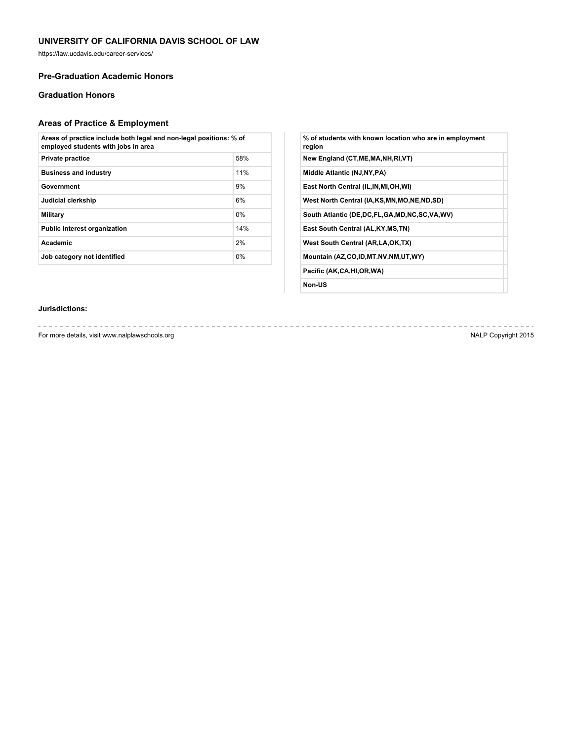## UNIVERSITY OF CALIFORNIA DAVIS SCHOOL OF LAW

https://law.ucdavis.edu/career-services/

### Pre-Graduation Academic Honors

### Graduation Honors

### Areas of Practice & Employment

| Areas of practice include both legal and non-legal positions: % of employed students with jobs in area | |
|---|---|
| Private practice | 58% |
| Business and industry | 11% |
| Government | 9% |
| Judicial clerkship | 6% |
| Military | 0% |
| Public interest organization | 14% |
| Academic | 2% |
| Job category not identified | 0% |

| % of students with known location who are in employment region | |
|---|---|
| New England (CT,ME,MA,NH,RI,VT) | |
| Middle Atlantic (NJ,NY,PA) | |
| East North Central (IL,IN,MI,OH,WI) | |
| West North Central (IA,KS,MN,MO,NE,ND,SD) | |
| South Atlantic (DE,DC,FL,GA,MD,NC,SC,VA,WV) | |
| East South Central (AL,KY,MS,TN) | |
| West South Central (AR,LA,OK,TX) | |
| Mountain (AZ,CO,ID,MT.NV.NM,UT,WY) | |
| Pacific (AK,CA,HI,OR,WA) | |
| Non-US | |

**Jurisdictions:**

For more details, visit www.nalplawschools.org

NALP Copyright 2015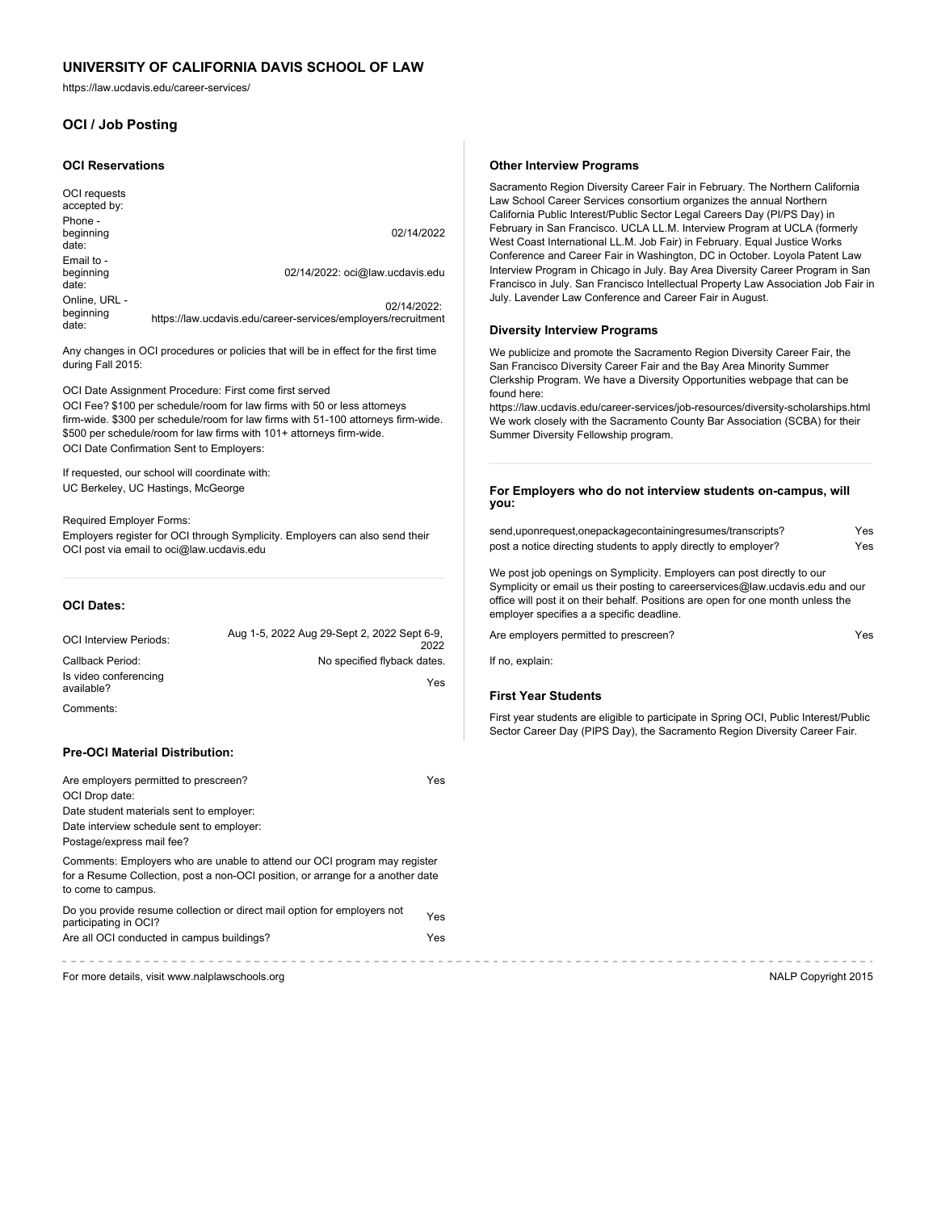## UNIVERSITY OF CALIFORNIA DAVIS SCHOOL OF LAW

https://law.ucdavis.edu/career-services/

### OCI / Job Posting

#### OCI Reservations

| OCI requests accepted by: | |
|---|---|
| Phone - beginning date: | 02/14/2022 |
| Email to - beginning date: | 02/14/2022: oci@law.ucdavis.edu |
| Online, URL - beginning date: | 02/14/2022: https://law.ucdavis.edu/career-services/employers/recruitment |

Any changes in OCI procedures or policies that will be in effect for the first time during Fall 2015:

OCI Date Assignment Procedure: First come first served

OCI Fee? $100 per schedule/room for law firms with 50 or less attorneys firm-wide. $300 per schedule/room for law firms with 51-100 attorneys firm-wide. $500 per schedule/room for law firms with 101+ attorneys firm-wide.

OCI Date Confirmation Sent to Employers:

If requested, our school will coordinate with:
UC Berkeley, UC Hastings, McGeorge

Required Employer Forms:
Employers register for OCI through Symplicity. Employers can also send their OCI post via email to oci@law.ucdavis.edu

#### OCI Dates:

| | |
|---|---|
| OCI Interview Periods: | Aug 1-5, 2022 Aug 29-Sept 2, 2022 Sept 6-9, 2022 |
| Callback Period: | No specified flyback dates. |
| Is video conferencing available? | Yes |
| Comments: | |

#### Pre-OCI Material Distribution:

| | |
|---|---|
| Are employers permitted to prescreen? | Yes |
| OCI Drop date: | |
| Date student materials sent to employer: | |
| Date interview schedule sent to employer: | |
| Postage/express mail fee? | |

Comments: Employers who are unable to attend our OCI program may register for a Resume Collection, post a non-OCI position, or arrange for a another date to come to campus.

| | |
|---|---|
| Do you provide resume collection or direct mail option for employers not participating in OCI? | Yes |
| Are all OCI conducted in campus buildings? | Yes |

#### Other Interview Programs

Sacramento Region Diversity Career Fair in February. The Northern California Law School Career Services consortium organizes the annual Northern California Public Interest/Public Sector Legal Careers Day (PI/PS Day) in February in San Francisco. UCLA LL.M. Interview Program at UCLA (formerly West Coast International LL.M. Job Fair) in February. Equal Justice Works Conference and Career Fair in Washington, DC in October. Loyola Patent Law Interview Program in Chicago in July. Bay Area Diversity Career Program in San Francisco in July. San Francisco Intellectual Property Law Association Job Fair in July. Lavender Law Conference and Career Fair in August.

#### Diversity Interview Programs

We publicize and promote the Sacramento Region Diversity Career Fair, the San Francisco Diversity Career Fair and the Bay Area Minority Summer Clerkship Program. We have a Diversity Opportunities webpage that can be found here:
https://law.ucdavis.edu/career-services/job-resources/diversity-scholarships.html
We work closely with the Sacramento County Bar Association (SCBA) for their Summer Diversity Fellowship program.

#### For Employers who do not interview students on-campus, will you:

| | |
|---|---|
| send,uponrequest,onepackagecontainingresumes/transcripts? | Yes |
| post a notice directing students to apply directly to employer? | Yes |

We post job openings on Symplicity. Employers can post directly to our Symplicity or email us their posting to careerservices@law.ucdavis.edu and our office will post it on their behalf. Positions are open for one month unless the employer specifies a a specific deadline.

| | |
|---|---|
| Are employers permitted to prescreen? | Yes |

If no, explain:

#### First Year Students

First year students are eligible to participate in Spring OCI, Public Interest/Public Sector Career Day (PIPS Day), the Sacramento Region Diversity Career Fair.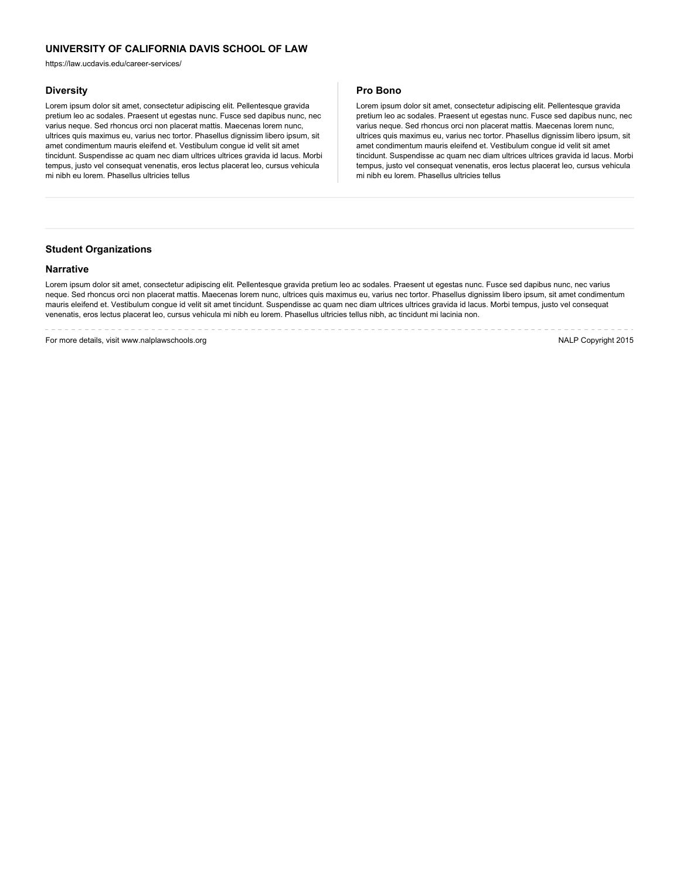# UNIVERSITY OF CALIFORNIA DAVIS SCHOOL OF LAW

https://law.ucdavis.edu/career-services/

## Diversity

Lorem ipsum dolor sit amet, consectetur adipiscing elit. Pellentesque gravida pretium leo ac sodales. Praesent ut egestas nunc. Fusce sed dapibus nunc, nec varius neque. Sed rhoncus orci non placerat mattis. Maecenas lorem nunc, ultrices quis maximus eu, varius nec tortor. Phasellus dignissim libero ipsum, sit amet condimentum mauris eleifend et. Vestibulum congue id velit sit amet tincidunt. Suspendisse ac quam nec diam ultrices ultrices gravida id lacus. Morbi tempus, justo vel consequat venenatis, eros lectus placerat leo, cursus vehicula mi nibh eu lorem. Phasellus ultricies tellus

## Pro Bono

Lorem ipsum dolor sit amet, consectetur adipiscing elit. Pellentesque gravida pretium leo ac sodales. Praesent ut egestas nunc. Fusce sed dapibus nunc, nec varius neque. Sed rhoncus orci non placerat mattis. Maecenas lorem nunc, ultrices quis maximus eu, varius nec tortor. Phasellus dignissim libero ipsum, sit amet condimentum mauris eleifend et. Vestibulum congue id velit sit amet tincidunt. Suspendisse ac quam nec diam ultrices ultrices gravida id lacus. Morbi tempus, justo vel consequat venenatis, eros lectus placerat leo, cursus vehicula mi nibh eu lorem. Phasellus ultricies tellus

## Student Organizations

### Narrative

Lorem ipsum dolor sit amet, consectetur adipiscing elit. Pellentesque gravida pretium leo ac sodales. Praesent ut egestas nunc. Fusce sed dapibus nunc, nec varius neque. Sed rhoncus orci non placerat mattis. Maecenas lorem nunc, ultrices quis maximus eu, varius nec tortor. Phasellus dignissim libero ipsum, sit amet condimentum mauris eleifend et. Vestibulum congue id velit sit amet tincidunt. Suspendisse ac quam nec diam ultrices ultrices gravida id lacus. Morbi tempus, justo vel consequat venenatis, eros lectus placerat leo, cursus vehicula mi nibh eu lorem. Phasellus ultricies tellus nibh, ac tincidunt mi lacinia non.

For more details, visit www.nalplawschools.org

NALP Copyright 2015